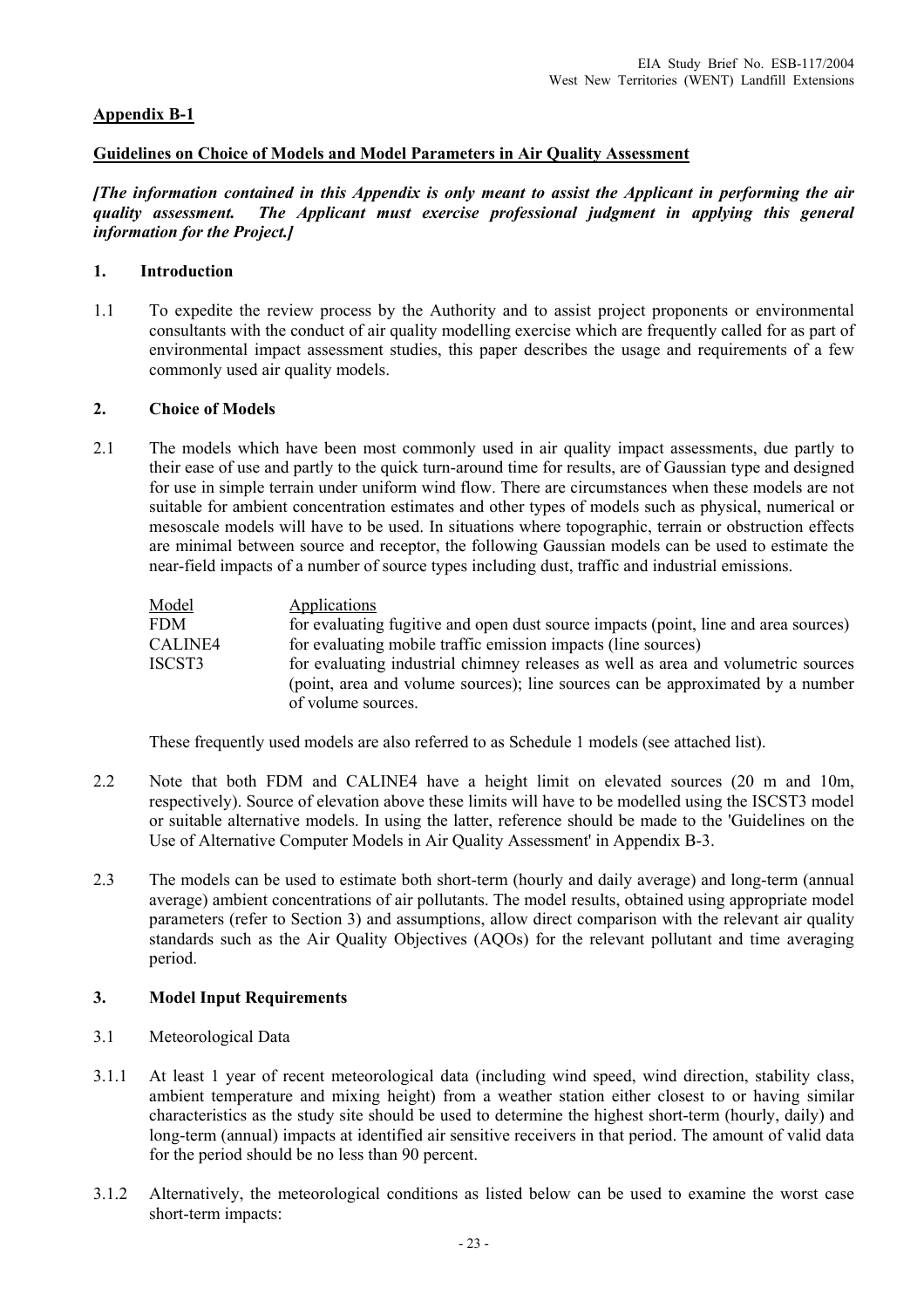**Appendix B-1**

**Guidelines on Choice of Models and Model Parameters in Air Quality Assessment**

***[The information contained in this Appendix is only meant to assist the Applicant in performing the air quality assessment. The Applicant must exercise professional judgment in applying this general information for the Project.]***

**1. Introduction**

1.1 To expedite the review process by the Authority and to assist project proponents or environmental consultants with the conduct of air quality modelling exercise which are frequently called for as part of environmental impact assessment studies, this paper describes the usage and requirements of a few commonly used air quality models.

**2. Choice of Models**

2.1 The models which have been most commonly used in air quality impact assessments, due partly to their ease of use and partly to the quick turn-around time for results, are of Gaussian type and designed for use in simple terrain under uniform wind flow. There are circumstances when these models are not suitable for ambient concentration estimates and other types of models such as physical, numerical or mesoscale models will have to be used. In situations where topographic, terrain or obstruction effects are minimal between source and receptor, the following Gaussian models can be used to estimate the near-field impacts of a number of source types including dust, traffic and industrial emissions.

| Model | Applications |
|---|---|
| FDM | for evaluating fugitive and open dust source impacts (point, line and area sources) |
| CALINE4 | for evaluating mobile traffic emission impacts (line sources) |
| ISCST3 | for evaluating industrial chimney releases as well as area and volumetric sources (point, area and volume sources); line sources can be approximated by a number of volume sources. |

These frequently used models are also referred to as Schedule 1 models (see attached list).

2.2 Note that both FDM and CALINE4 have a height limit on elevated sources (20 m and 10m, respectively). Source of elevation above these limits will have to be modelled using the ISCST3 model or suitable alternative models. In using the latter, reference should be made to the 'Guidelines on the Use of Alternative Computer Models in Air Quality Assessment' in Appendix B-3.

2.3 The models can be used to estimate both short-term (hourly and daily average) and long-term (annual average) ambient concentrations of air pollutants. The model results, obtained using appropriate model parameters (refer to Section 3) and assumptions, allow direct comparison with the relevant air quality standards such as the Air Quality Objectives (AQOs) for the relevant pollutant and time averaging period.

**3. Model Input Requirements**

3.1 Meteorological Data

3.1.1 At least 1 year of recent meteorological data (including wind speed, wind direction, stability class, ambient temperature and mixing height) from a weather station either closest to or having similar characteristics as the study site should be used to determine the highest short-term (hourly, daily) and long-term (annual) impacts at identified air sensitive receivers in that period. The amount of valid data for the period should be no less than 90 percent.

3.1.2 Alternatively, the meteorological conditions as listed below can be used to examine the worst case short-term impacts: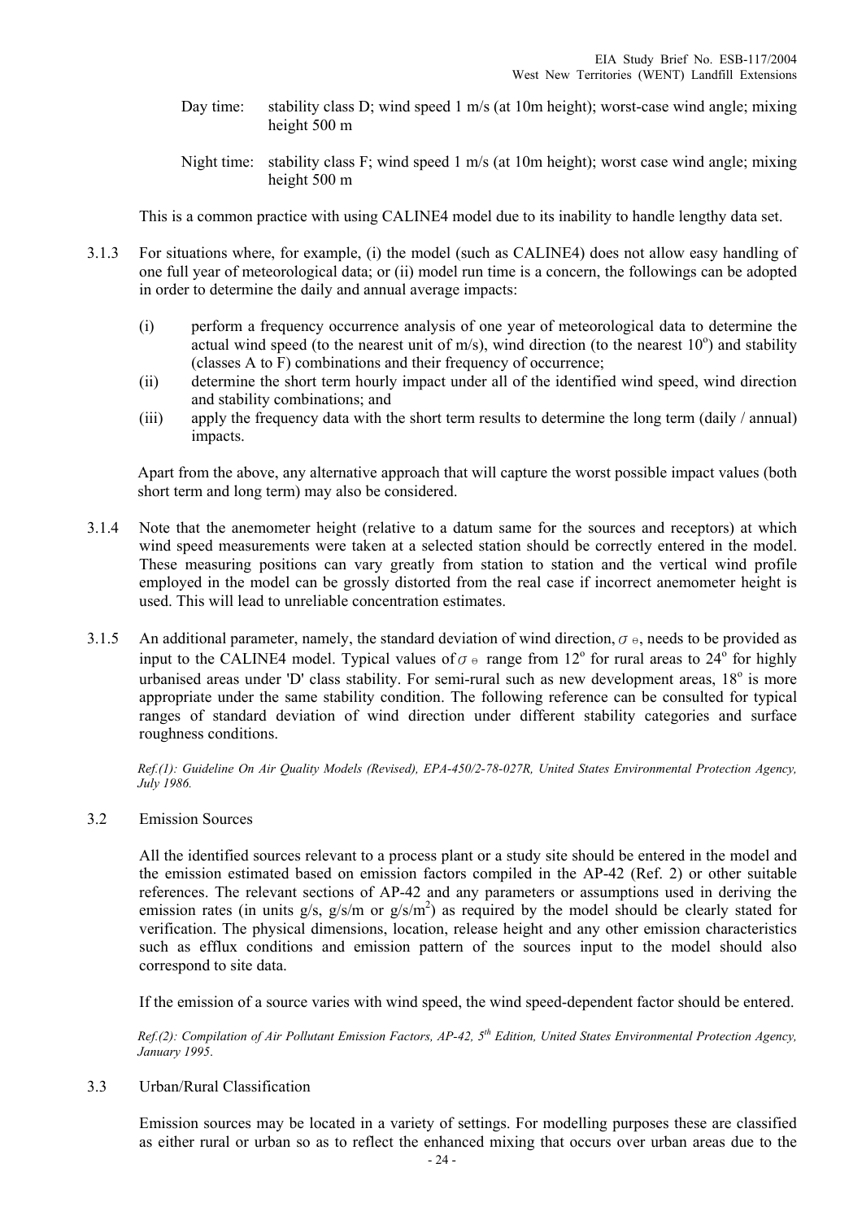Day time: stability class D; wind speed 1 m/s (at 10m height); worst-case wind angle; mixing height 500 m

Night time: stability class F; wind speed 1 m/s (at 10m height); worst case wind angle; mixing height 500 m

This is a common practice with using CALINE4 model due to its inability to handle lengthy data set.

3.1.3 For situations where, for example, (i) the model (such as CALINE4) does not allow easy handling of one full year of meteorological data; or (ii) model run time is a concern, the followings can be adopted in order to determine the daily and annual average impacts:

(i) perform a frequency occurrence analysis of one year of meteorological data to determine the actual wind speed (to the nearest unit of m/s), wind direction (to the nearest $10^o$) and stability (classes A to F) combinations and their frequency of occurrence;
(ii) determine the short term hourly impact under all of the identified wind speed, wind direction and stability combinations; and
(iii) apply the frequency data with the short term results to determine the long term (daily / annual) impacts.

Apart from the above, any alternative approach that will capture the worst possible impact values (both short term and long term) may also be considered.

3.1.4 Note that the anemometer height (relative to a datum same for the sources and receptors) at which wind speed measurements were taken at a selected station should be correctly entered in the model. These measuring positions can vary greatly from station to station and the vertical wind profile employed in the model can be grossly distorted from the real case if incorrect anemometer height is used. This will lead to unreliable concentration estimates.

3.1.5 An additional parameter, namely, the standard deviation of wind direction, $\sigma_\Theta$, needs to be provided as input to the CALINE4 model. Typical values of $\sigma_\Theta$ range from $12^o$ for rural areas to $24^o$ for highly urbanised areas under 'D' class stability. For semi-rural such as new development areas, $18^o$ is more appropriate under the same stability condition. The following reference can be consulted for typical ranges of standard deviation of wind direction under different stability categories and surface roughness conditions.

*Ref.(1): Guideline On Air Quality Models (Revised), EPA-450/2-78-027R, United States Environmental Protection Agency, July 1986.*

3.2 Emission Sources

All the identified sources relevant to a process plant or a study site should be entered in the model and the emission estimated based on emission factors compiled in the AP-42 (Ref. 2) or other suitable references. The relevant sections of AP-42 and any parameters or assumptions used in deriving the emission rates (in units g/s, g/s/m or g/s/$m^2$) as required by the model should be clearly stated for verification. The physical dimensions, location, release height and any other emission characteristics such as efflux conditions and emission pattern of the sources input to the model should also correspond to site data.

If the emission of a source varies with wind speed, the wind speed-dependent factor should be entered.

*Ref.(2): Compilation of Air Pollutant Emission Factors, AP-42, 5th Edition, United States Environmental Protection Agency, January 1995.*

3.3 Urban/Rural Classification

Emission sources may be located in a variety of settings. For modelling purposes these are classified as either rural or urban so as to reflect the enhanced mixing that occurs over urban areas due to the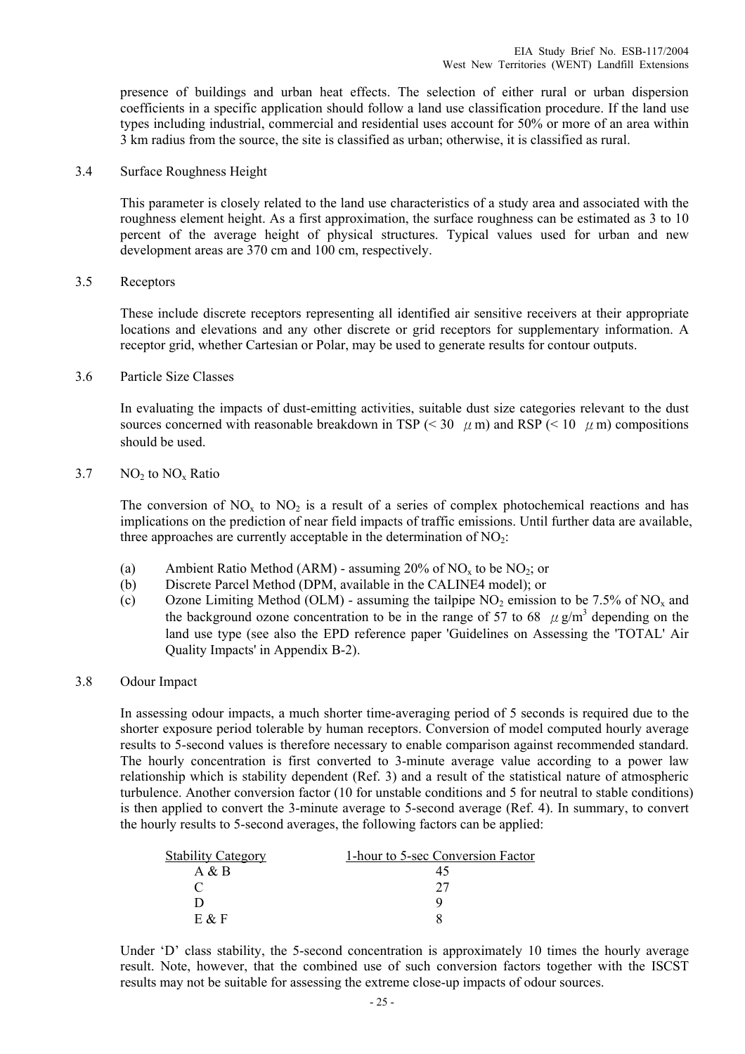presence of buildings and urban heat effects. The selection of either rural or urban dispersion coefficients in a specific application should follow a land use classification procedure. If the land use types including industrial, commercial and residential uses account for 50% or more of an area within 3 km radius from the source, the site is classified as urban; otherwise, it is classified as rural.

3.4 Surface Roughness Height

This parameter is closely related to the land use characteristics of a study area and associated with the roughness element height. As a first approximation, the surface roughness can be estimated as 3 to 10 percent of the average height of physical structures. Typical values used for urban and new development areas are 370 cm and 100 cm, respectively.

3.5 Receptors

These include discrete receptors representing all identified air sensitive receivers at their appropriate locations and elevations and any other discrete or grid receptors for supplementary information. A receptor grid, whether Cartesian or Polar, may be used to generate results for contour outputs.

3.6 Particle Size Classes

In evaluating the impacts of dust-emitting activities, suitable dust size categories relevant to the dust sources concerned with reasonable breakdown in TSP (< 30 $\mu$m) and RSP (< 10 $\mu$m) compositions should be used.

3.7 $NO_2$ to $NO_x$ Ratio

The conversion of $NO_x$ to $NO_2$ is a result of a series of complex photochemical reactions and has implications on the prediction of near field impacts of traffic emissions. Until further data are available, three approaches are currently acceptable in the determination of $NO_2$:

(a) Ambient Ratio Method (ARM) - assuming 20% of $NO_x$ to be $NO_2$; or

(b) Discrete Parcel Method (DPM, available in the CALINE4 model); or

(c) Ozone Limiting Method (OLM) - assuming the tailpipe $NO_2$ emission to be 7.5% of $NO_x$ and the background ozone concentration to be in the range of 57 to 68 $\mu g/m^3$ depending on the land use type (see also the EPD reference paper 'Guidelines on Assessing the 'TOTAL' Air Quality Impacts' in Appendix B-2).

3.8 Odour Impact

In assessing odour impacts, a much shorter time-averaging period of 5 seconds is required due to the shorter exposure period tolerable by human receptors. Conversion of model computed hourly average results to 5-second values is therefore necessary to enable comparison against recommended standard. The hourly concentration is first converted to 3-minute average value according to a power law relationship which is stability dependent (Ref. 3) and a result of the statistical nature of atmospheric turbulence. Another conversion factor (10 for unstable conditions and 5 for neutral to stable conditions) is then applied to convert the 3-minute average to 5-second average (Ref. 4). In summary, to convert the hourly results to 5-second averages, the following factors can be applied:

| Stability Category | 1-hour to 5-sec Conversion Factor |
|---|---|
| A & B | 45 |
| C | 27 |
| D | 9 |
| E & F | 8 |

Under 'D' class stability, the 5-second concentration is approximately 10 times the hourly average result. Note, however, that the combined use of such conversion factors together with the ISCST results may not be suitable for assessing the extreme close-up impacts of odour sources.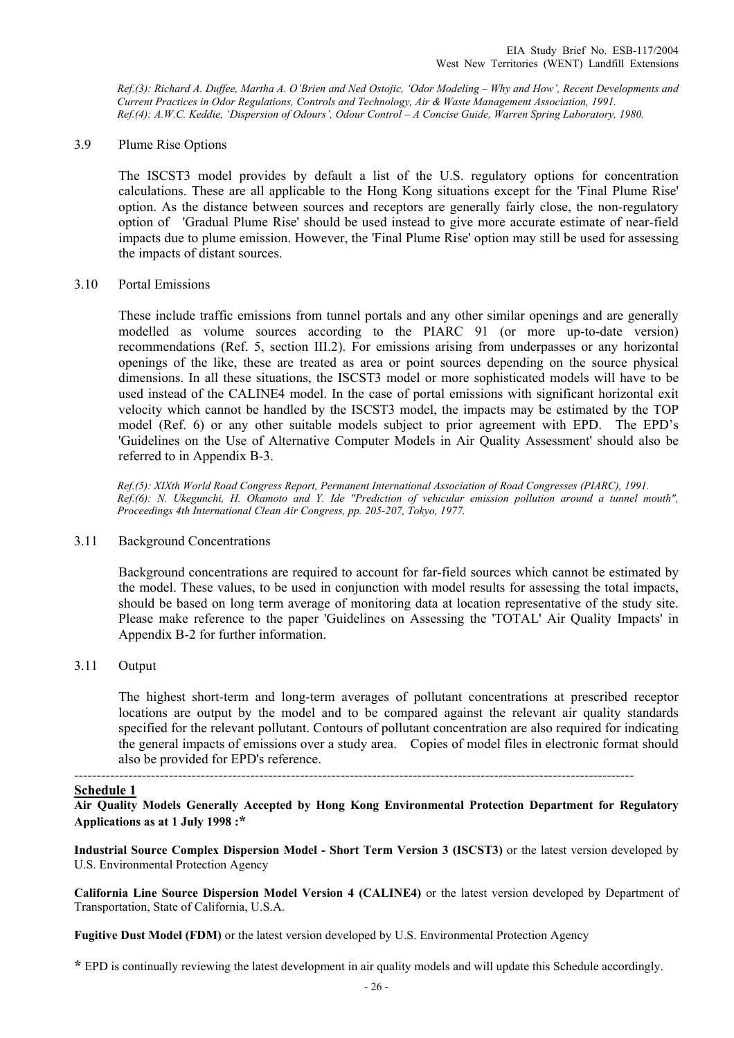*Ref.(3): Richard A. Duffee, Martha A. O'Brien and Ned Ostojic, 'Odor Modeling – Why and How', Recent Developments and Current Practices in Odor Regulations, Controls and Technology, Air & Waste Management Association, 1991.*
*Ref.(4): A.W.C. Keddie, 'Dispersion of Odours', Odour Control – A Concise Guide, Warren Spring Laboratory, 1980.*

3.9 Plume Rise Options

The ISCST3 model provides by default a list of the U.S. regulatory options for concentration calculations. These are all applicable to the Hong Kong situations except for the 'Final Plume Rise' option. As the distance between sources and receptors are generally fairly close, the non-regulatory option of 'Gradual Plume Rise' should be used instead to give more accurate estimate of near-field impacts due to plume emission. However, the 'Final Plume Rise' option may still be used for assessing the impacts of distant sources.

3.10 Portal Emissions

These include traffic emissions from tunnel portals and any other similar openings and are generally modelled as volume sources according to the PIARC 91 (or more up-to-date version) recommendations (Ref. 5, section III.2). For emissions arising from underpasses or any horizontal openings of the like, these are treated as area or point sources depending on the source physical dimensions. In all these situations, the ISCST3 model or more sophisticated models will have to be used instead of the CALINE4 model. In the case of portal emissions with significant horizontal exit velocity which cannot be handled by the ISCST3 model, the impacts may be estimated by the TOP model (Ref. 6) or any other suitable models subject to prior agreement with EPD. The EPD's 'Guidelines on the Use of Alternative Computer Models in Air Quality Assessment' should also be referred to in Appendix B-3.

*Ref.(5): XIXth World Road Congress Report, Permanent International Association of Road Congresses (PIARC), 1991.*
*Ref.(6): N. Ukegunchi, H. Okamoto and Y. Ide "Prediction of vehicular emission pollution around a tunnel mouth", Proceedings 4th International Clean Air Congress, pp. 205-207, Tokyo, 1977.*

3.11 Background Concentrations

Background concentrations are required to account for far-field sources which cannot be estimated by the model. These values, to be used in conjunction with model results for assessing the total impacts, should be based on long term average of monitoring data at location representative of the study site. Please make reference to the paper 'Guidelines on Assessing the 'TOTAL' Air Quality Impacts' in Appendix B-2 for further information.

3.11 Output

The highest short-term and long-term averages of pollutant concentrations at prescribed receptor locations are output by the model and to be compared against the relevant air quality standards specified for the relevant pollutant. Contours of pollutant concentration are also required for indicating the general impacts of emissions over a study area. Copies of model files in electronic format should also be provided for EPD's reference.

---

**Schedule 1**

**Air Quality Models Generally Accepted by Hong Kong Environmental Protection Department for Regulatory Applications as at 1 July 1998 :***

**Industrial Source Complex Dispersion Model - Short Term Version 3 (ISCST3)** or the latest version developed by U.S. Environmental Protection Agency

**California Line Source Dispersion Model Version 4 (CALINE4)** or the latest version developed by Department of Transportation, State of California, U.S.A.

**Fugitive Dust Model (FDM)** or the latest version developed by U.S. Environmental Protection Agency

* EPD is continually reviewing the latest development in air quality models and will update this Schedule accordingly.